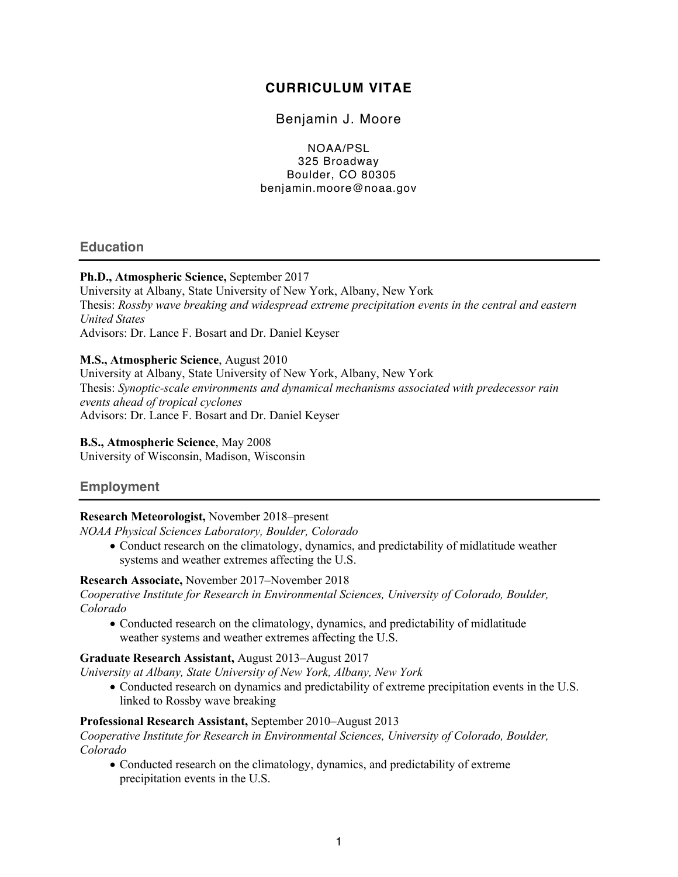# CURRICULUM VITAE

Benjamin J. Moore

NOAA/PSL
325 Broadway
Boulder, CO 80305
benjamin.moore@noaa.gov

## Education

**Ph.D., Atmospheric Science,** September 2017
University at Albany, State University of New York, Albany, New York
Thesis: *Rossby wave breaking and widespread extreme precipitation events in the central and eastern United States*
Advisors: Dr. Lance F. Bosart and Dr. Daniel Keyser

**M.S., Atmospheric Science**, August 2010
University at Albany, State University of New York, Albany, New York
Thesis: *Synoptic-scale environments and dynamical mechanisms associated with predecessor rain events ahead of tropical cyclones*
Advisors: Dr. Lance F. Bosart and Dr. Daniel Keyser

**B.S., Atmospheric Science**, May 2008
University of Wisconsin, Madison, Wisconsin

## Employment

**Research Meteorologist,** November 2018–present
*NOAA Physical Sciences Laboratory, Boulder, Colorado*

- Conduct research on the climatology, dynamics, and predictability of midlatitude weather systems and weather extremes affecting the U.S.

**Research Associate,** November 2017–November 2018
*Cooperative Institute for Research in Environmental Sciences, University of Colorado, Boulder, Colorado*

- Conducted research on the climatology, dynamics, and predictability of midlatitude weather systems and weather extremes affecting the U.S.

**Graduate Research Assistant,** August 2013–August 2017
*University at Albany, State University of New York, Albany, New York*

- Conducted research on dynamics and predictability of extreme precipitation events in the U.S. linked to Rossby wave breaking

**Professional Research Assistant,** September 2010–August 2013
*Cooperative Institute for Research in Environmental Sciences, University of Colorado, Boulder, Colorado*

- Conducted research on the climatology, dynamics, and predictability of extreme precipitation events in the U.S.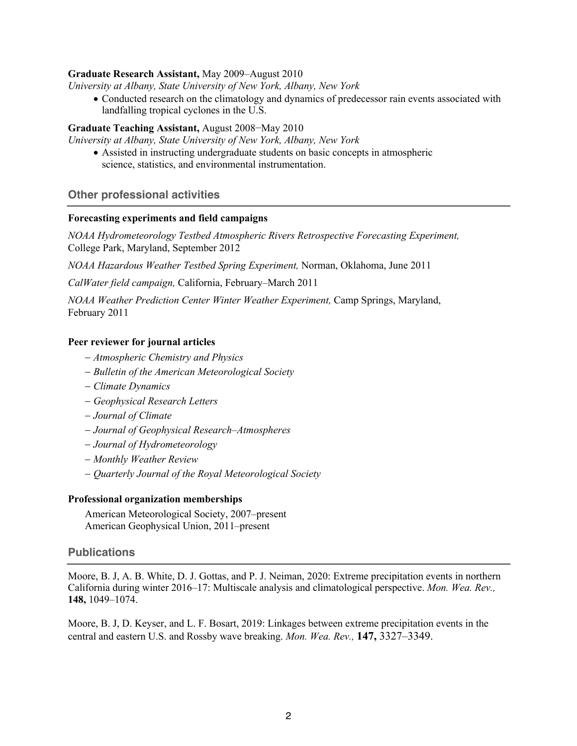**Graduate Research Assistant,** May 2009–August 2010

*University at Albany, State University of New York, Albany, New York*

- Conducted research on the climatology and dynamics of predecessor rain events associated with landfalling tropical cyclones in the U.S.

**Graduate Teaching Assistant,** August 2008−May 2010

*University at Albany, State University of New York, Albany, New York*

- Assisted in instructing undergraduate students on basic concepts in atmospheric science, statistics, and environmental instrumentation.

## Other professional activities

**Forecasting experiments and field campaigns**

*NOAA Hydrometeorology Testbed Atmospheric Rivers Retrospective Forecasting Experiment,* College Park, Maryland, September 2012

*NOAA Hazardous Weather Testbed Spring Experiment,* Norman, Oklahoma, June 2011

*CalWater field campaign,* California, February–March 2011

*NOAA Weather Prediction Center Winter Weather Experiment,* Camp Springs, Maryland, February 2011

**Peer reviewer for journal articles**

- *Atmospheric Chemistry and Physics*
- *Bulletin of the American Meteorological Society*
- *Climate Dynamics*
- *Geophysical Research Letters*
- *Journal of Climate*
- *Journal of Geophysical Research–Atmospheres*
- *Journal of Hydrometeorology*
- *Monthly Weather Review*
- *Quarterly Journal of the Royal Meteorological Society*

**Professional organization memberships**

American Meteorological Society, 2007–present
American Geophysical Union, 2011–present

## Publications

Moore, B. J, A. B. White, D. J. Gottas, and P. J. Neiman, 2020: Extreme precipitation events in northern California during winter 2016–17: Multiscale analysis and climatological perspective. *Mon. Wea. Rev.,* **148,** 1049–1074.

Moore, B. J, D. Keyser, and L. F. Bosart, 2019: Linkages between extreme precipitation events in the central and eastern U.S. and Rossby wave breaking. *Mon. Wea. Rev.,* **147,** 3327–3349.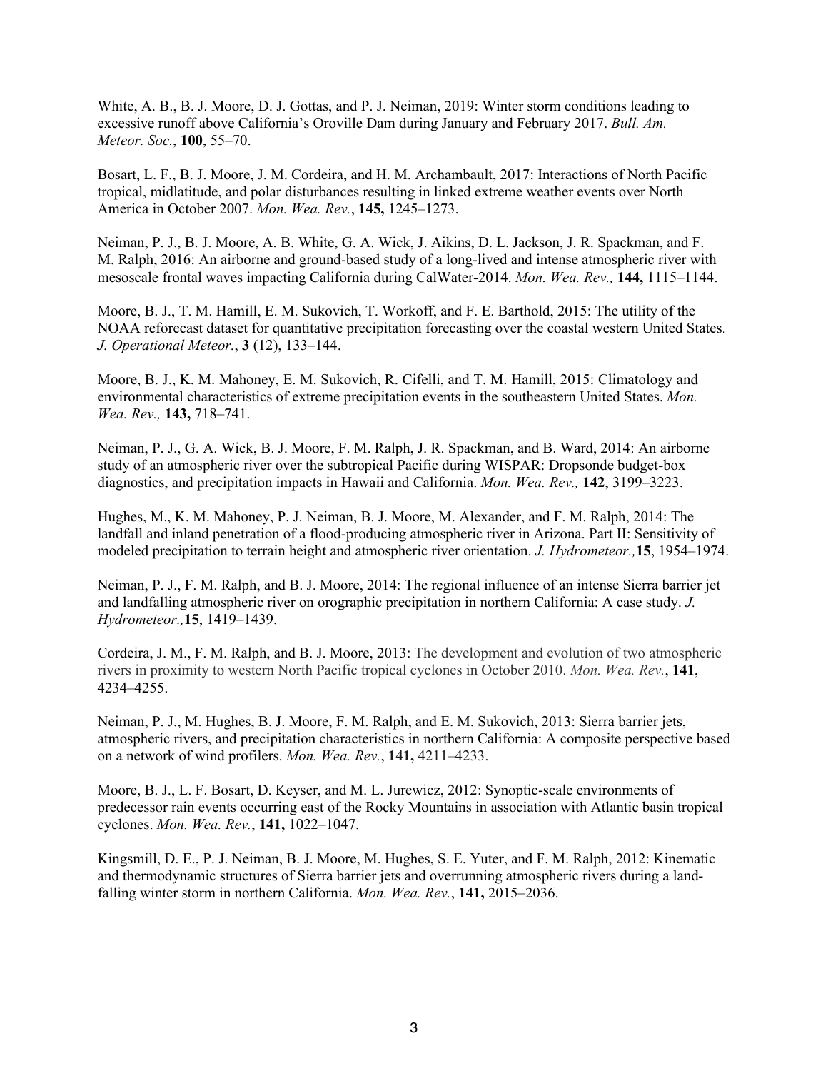White, A. B., B. J. Moore, D. J. Gottas, and P. J. Neiman, 2019: Winter storm conditions leading to excessive runoff above California's Oroville Dam during January and February 2017. *Bull. Am. Meteor. Soc.*, **100**, 55–70.

Bosart, L. F., B. J. Moore, J. M. Cordeira, and H. M. Archambault, 2017: Interactions of North Pacific tropical, midlatitude, and polar disturbances resulting in linked extreme weather events over North America in October 2007. *Mon. Wea. Rev.*, **145,** 1245–1273.

Neiman, P. J., B. J. Moore, A. B. White, G. A. Wick, J. Aikins, D. L. Jackson, J. R. Spackman, and F. M. Ralph, 2016: An airborne and ground-based study of a long-lived and intense atmospheric river with mesoscale frontal waves impacting California during CalWater-2014. *Mon. Wea. Rev.,* **144,** 1115–1144.

Moore, B. J., T. M. Hamill, E. M. Sukovich, T. Workoff, and F. E. Barthold, 2015: The utility of the NOAA reforecast dataset for quantitative precipitation forecasting over the coastal western United States. *J. Operational Meteor.*, **3** (12), 133–144.

Moore, B. J., K. M. Mahoney, E. M. Sukovich, R. Cifelli, and T. M. Hamill, 2015: Climatology and environmental characteristics of extreme precipitation events in the southeastern United States. *Mon. Wea. Rev.,* **143,** 718–741.

Neiman, P. J., G. A. Wick, B. J. Moore, F. M. Ralph, J. R. Spackman, and B. Ward, 2014: An airborne study of an atmospheric river over the subtropical Pacific during WISPAR: Dropsonde budget-box diagnostics, and precipitation impacts in Hawaii and California. *Mon. Wea. Rev.,* **142**, 3199–3223.

Hughes, M., K. M. Mahoney, P. J. Neiman, B. J. Moore, M. Alexander, and F. M. Ralph, 2014: The landfall and inland penetration of a flood-producing atmospheric river in Arizona. Part II: Sensitivity of modeled precipitation to terrain height and atmospheric river orientation. *J. Hydrometeor.,* **15**, 1954–1974.

Neiman, P. J., F. M. Ralph, and B. J. Moore, 2014: The regional influence of an intense Sierra barrier jet and landfalling atmospheric river on orographic precipitation in northern California: A case study. *J. Hydrometeor.,* **15**, 1419–1439.

Cordeira, J. M., F. M. Ralph, and B. J. Moore, 2013: The development and evolution of two atmospheric rivers in proximity to western North Pacific tropical cyclones in October 2010. *Mon. Wea. Rev.*, **141**, 4234–4255.

Neiman, P. J., M. Hughes, B. J. Moore, F. M. Ralph, and E. M. Sukovich, 2013: Sierra barrier jets, atmospheric rivers, and precipitation characteristics in northern California: A composite perspective based on a network of wind profilers. *Mon. Wea. Rev.*, **141,** 4211–4233.

Moore, B. J., L. F. Bosart, D. Keyser, and M. L. Jurewicz, 2012: Synoptic-scale environments of predecessor rain events occurring east of the Rocky Mountains in association with Atlantic basin tropical cyclones. *Mon. Wea. Rev.*, **141,** 1022–1047.

Kingsmill, D. E., P. J. Neiman, B. J. Moore, M. Hughes, S. E. Yuter, and F. M. Ralph, 2012: Kinematic and thermodynamic structures of Sierra barrier jets and overrunning atmospheric rivers during a land-falling winter storm in northern California. *Mon. Wea. Rev.*, **141,** 2015–2036.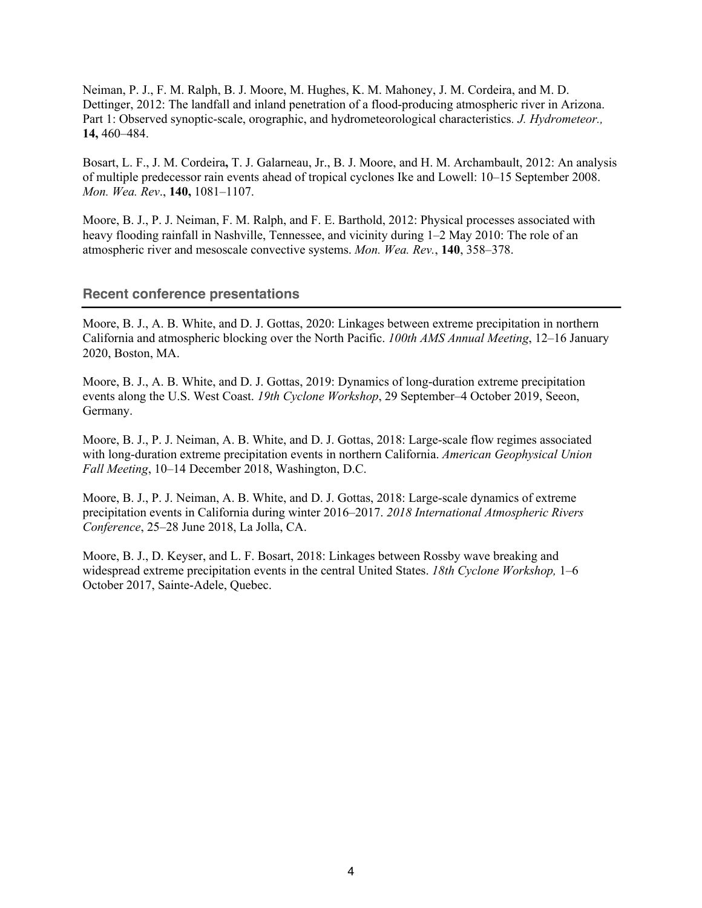Neiman, P. J., F. M. Ralph, B. J. Moore, M. Hughes, K. M. Mahoney, J. M. Cordeira, and M. D. Dettinger, 2012: The landfall and inland penetration of a flood-producing atmospheric river in Arizona. Part 1: Observed synoptic-scale, orographic, and hydrometeorological characteristics. *J. Hydrometeor.,* **14,** 460–484.

Bosart, L. F., J. M. Cordeira**,** T. J. Galarneau, Jr., B. J. Moore, and H. M. Archambault, 2012: An analysis of multiple predecessor rain events ahead of tropical cyclones Ike and Lowell: 10–15 September 2008. *Mon. Wea. Rev*., **140,** 1081–1107.

Moore, B. J., P. J. Neiman, F. M. Ralph, and F. E. Barthold, 2012: Physical processes associated with heavy flooding rainfall in Nashville, Tennessee, and vicinity during 1–2 May 2010: The role of an atmospheric river and mesoscale convective systems. *Mon. Wea. Rev.*, **140**, 358–378.

## Recent conference presentations

Moore, B. J., A. B. White, and D. J. Gottas, 2020: Linkages between extreme precipitation in northern California and atmospheric blocking over the North Pacific. *100th AMS Annual Meeting*, 12–16 January 2020, Boston, MA.

Moore, B. J., A. B. White, and D. J. Gottas, 2019: Dynamics of long-duration extreme precipitation events along the U.S. West Coast. *19th Cyclone Workshop*, 29 September–4 October 2019, Seeon, Germany.

Moore, B. J., P. J. Neiman, A. B. White, and D. J. Gottas, 2018: Large-scale flow regimes associated with long-duration extreme precipitation events in northern California. *American Geophysical Union Fall Meeting*, 10–14 December 2018, Washington, D.C.

Moore, B. J., P. J. Neiman, A. B. White, and D. J. Gottas, 2018: Large-scale dynamics of extreme precipitation events in California during winter 2016–2017. *2018 International Atmospheric Rivers Conference*, 25–28 June 2018, La Jolla, CA.

Moore, B. J., D. Keyser, and L. F. Bosart, 2018: Linkages between Rossby wave breaking and widespread extreme precipitation events in the central United States. *18th Cyclone Workshop,* 1–6 October 2017, Sainte-Adele, Quebec.